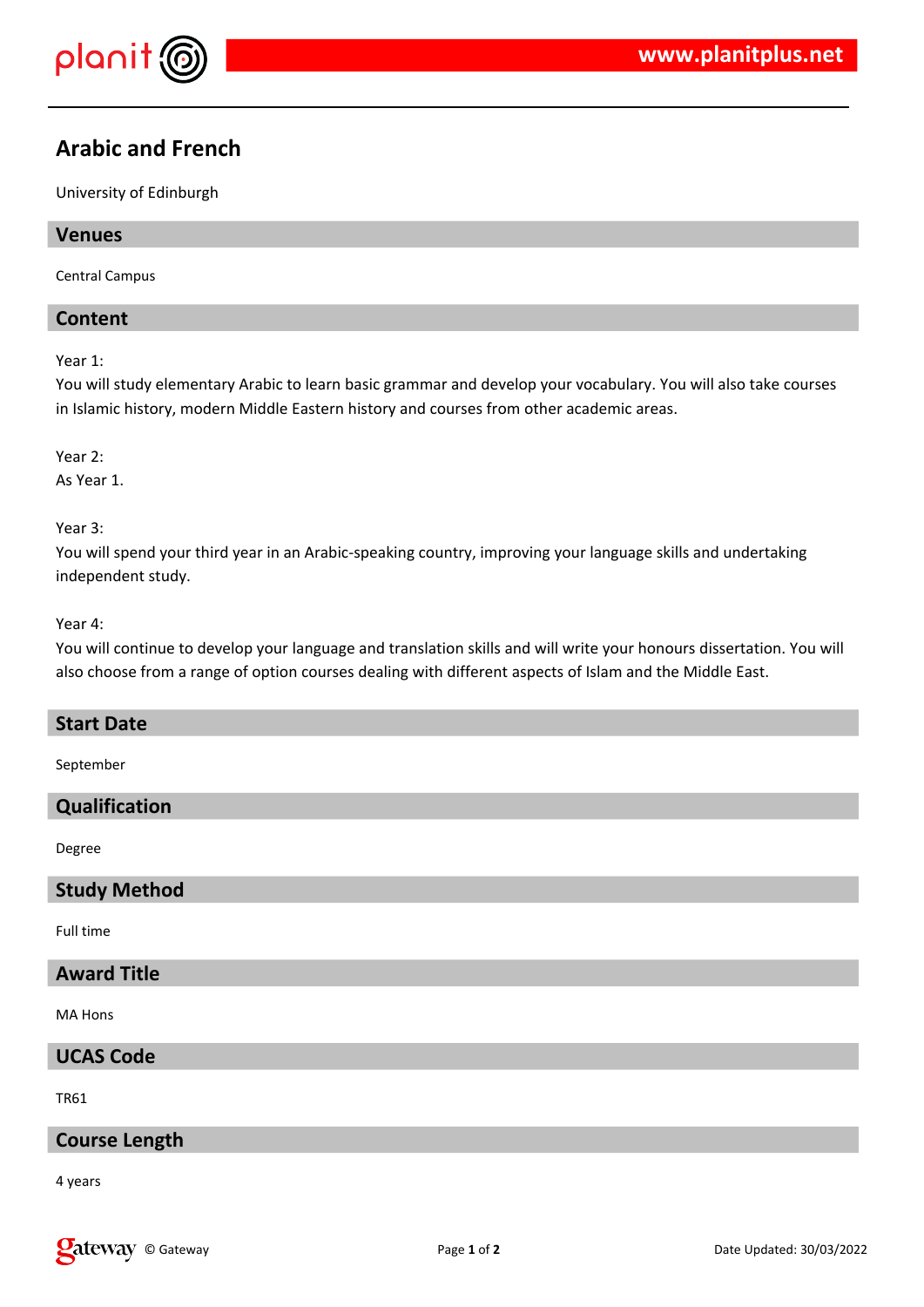# Arabic and French

University of Edinburgh

## Venues

Central Campus

## Content

Year 1:
You will study elementary Arabic to learn basic grammar and develop your vocabulary. You will also take courses in Islamic history, modern Middle Eastern history and courses from other academic areas.

Year 2:
As Year 1.

Year 3:
You will spend your third year in an Arabic-speaking country, improving your language skills and undertaking independent study.

Year 4:
You will continue to develop your language and translation skills and will write your honours dissertation. You will also choose from a range of option courses dealing with different aspects of Islam and the Middle East.

## Start Date

September

## Qualification

Degree

## Study Method

Full time

## Award Title

MA Hons

## UCAS Code

TR61

## Course Length

4 years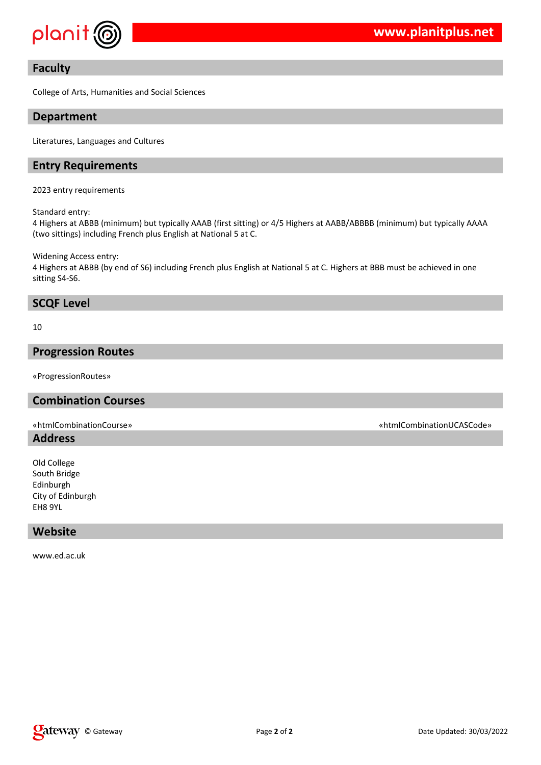## Faculty

College of Arts, Humanities and Social Sciences

## Department

Literatures, Languages and Cultures

## Entry Requirements

2023 entry requirements

Standard entry:
4 Highers at ABBB (minimum) but typically AAAB (first sitting) or 4/5 Highers at AABB/ABBBB (minimum) but typically AAAA (two sittings) including French plus English at National 5 at C.

Widening Access entry:
4 Highers at ABBB (by end of S6) including French plus English at National 5 at C. Highers at BBB must be achieved in one sitting S4-S6.

## SCQF Level

10

## Progression Routes

«ProgressionRoutes»

## Combination Courses

«htmlCombinationCourse» «htmlCombinationUCASCode»

## Address

Old College
South Bridge
Edinburgh
City of Edinburgh
EH8 9YL

## Website

www.ed.ac.uk